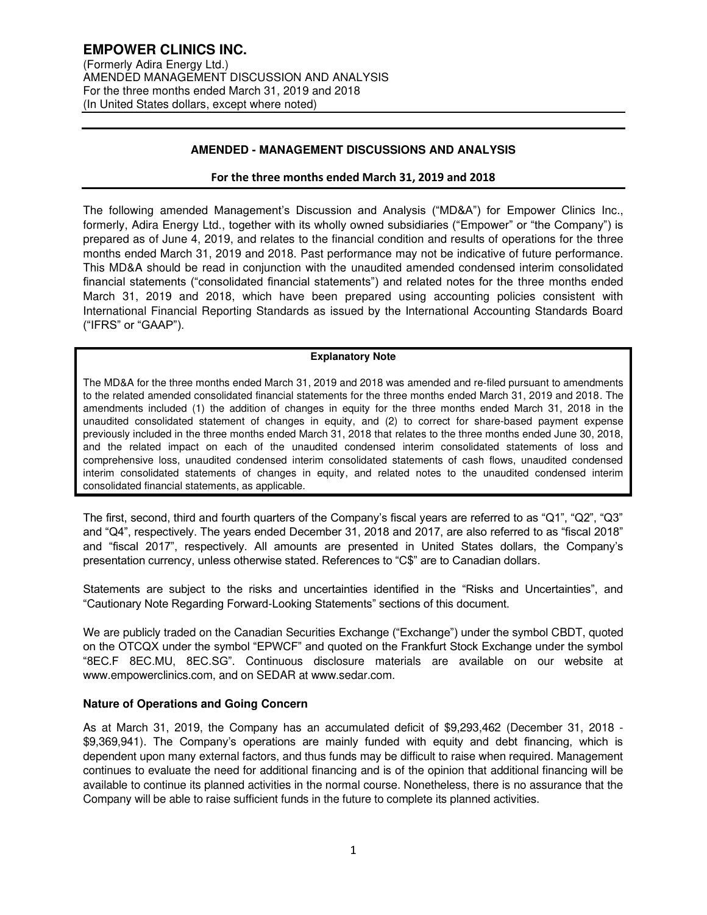# EMPOWER CLINICS INC.

(Formerly Adira Energy Ltd.)
AMENDED MANAGEMENT DISCUSSION AND ANALYSIS
For the three months ended March 31, 2019 and 2018
(In United States dollars, except where noted)

## AMENDED - MANAGEMENT DISCUSSIONS AND ANALYSIS

### For the three months ended March 31, 2019 and 2018

The following amended Management's Discussion and Analysis ("MD&A") for Empower Clinics Inc., formerly, Adira Energy Ltd., together with its wholly owned subsidiaries ("Empower" or "the Company") is prepared as of June 4, 2019, and relates to the financial condition and results of operations for the three months ended March 31, 2019 and 2018. Past performance may not be indicative of future performance. This MD&A should be read in conjunction with the unaudited amended condensed interim consolidated financial statements ("consolidated financial statements") and related notes for the three months ended March 31, 2019 and 2018, which have been prepared using accounting policies consistent with International Financial Reporting Standards as issued by the International Accounting Standards Board ("IFRS" or "GAAP").

**Explanatory Note**

The MD&A for the three months ended March 31, 2019 and 2018 was amended and re-filed pursuant to amendments to the related amended consolidated financial statements for the three months ended March 31, 2019 and 2018. The amendments included (1) the addition of changes in equity for the three months ended March 31, 2018 in the unaudited consolidated statement of changes in equity, and (2) to correct for share-based payment expense previously included in the three months ended March 31, 2018 that relates to the three months ended June 30, 2018, and the related impact on each of the unaudited condensed interim consolidated statements of loss and comprehensive loss, unaudited condensed interim consolidated statements of cash flows, unaudited condensed interim consolidated statements of changes in equity, and related notes to the unaudited condensed interim consolidated financial statements, as applicable.

The first, second, third and fourth quarters of the Company's fiscal years are referred to as "Q1", "Q2", "Q3" and "Q4", respectively. The years ended December 31, 2018 and 2017, are also referred to as "fiscal 2018" and "fiscal 2017", respectively. All amounts are presented in United States dollars, the Company's presentation currency, unless otherwise stated. References to "C$" are to Canadian dollars.

Statements are subject to the risks and uncertainties identified in the "Risks and Uncertainties", and "Cautionary Note Regarding Forward-Looking Statements" sections of this document.

We are publicly traded on the Canadian Securities Exchange ("Exchange") under the symbol CBDT, quoted on the OTCQX under the symbol "EPWCF" and quoted on the Frankfurt Stock Exchange under the symbol "8EC.F 8EC.MU, 8EC.SG". Continuous disclosure materials are available on our website at www.empowerclinics.com, and on SEDAR at www.sedar.com.

### Nature of Operations and Going Concern

As at March 31, 2019, the Company has an accumulated deficit of $9,293,462 (December 31, 2018 - $9,369,941). The Company's operations are mainly funded with equity and debt financing, which is dependent upon many external factors, and thus funds may be difficult to raise when required. Management continues to evaluate the need for additional financing and is of the opinion that additional financing will be available to continue its planned activities in the normal course. Nonetheless, there is no assurance that the Company will be able to raise sufficient funds in the future to complete its planned activities.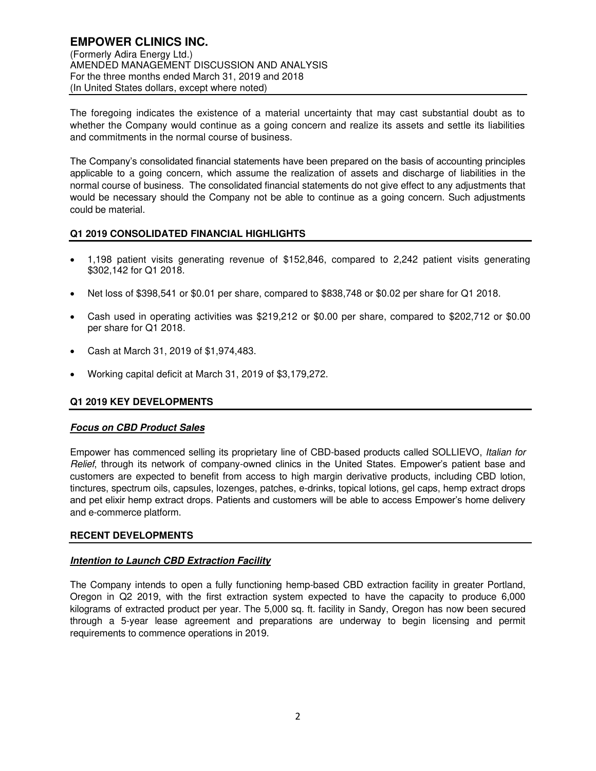The foregoing indicates the existence of a material uncertainty that may cast substantial doubt as to whether the Company would continue as a going concern and realize its assets and settle its liabilities and commitments in the normal course of business.

The Company's consolidated financial statements have been prepared on the basis of accounting principles applicable to a going concern, which assume the realization of assets and discharge of liabilities in the normal course of business. The consolidated financial statements do not give effect to any adjustments that would be necessary should the Company not be able to continue as a going concern. Such adjustments could be material.

## Q1 2019 CONSOLIDATED FINANCIAL HIGHLIGHTS

- 1,198 patient visits generating revenue of $152,846, compared to 2,242 patient visits generating $302,142 for Q1 2018.
- Net loss of $398,541 or $0.01 per share, compared to $838,748 or $0.02 per share for Q1 2018.
- Cash used in operating activities was $219,212 or $0.00 per share, compared to $202,712 or $0.00 per share for Q1 2018.
- Cash at March 31, 2019 of $1,974,483.
- Working capital deficit at March 31, 2019 of $3,179,272.

## Q1 2019 KEY DEVELOPMENTS

### ***Focus on CBD Product Sales***

Empower has commenced selling its proprietary line of CBD-based products called SOLLIEVO, *Italian for Relief*, through its network of company-owned clinics in the United States. Empower's patient base and customers are expected to benefit from access to high margin derivative products, including CBD lotion, tinctures, spectrum oils, capsules, lozenges, patches, e-drinks, topical lotions, gel caps, hemp extract drops and pet elixir hemp extract drops. Patients and customers will be able to access Empower's home delivery and e-commerce platform.

## RECENT DEVELOPMENTS

### ***Intention to Launch CBD Extraction Facility***

The Company intends to open a fully functioning hemp-based CBD extraction facility in greater Portland, Oregon in Q2 2019, with the first extraction system expected to have the capacity to produce 6,000 kilograms of extracted product per year. The 5,000 sq. ft. facility in Sandy, Oregon has now been secured through a 5-year lease agreement and preparations are underway to begin licensing and permit requirements to commence operations in 2019.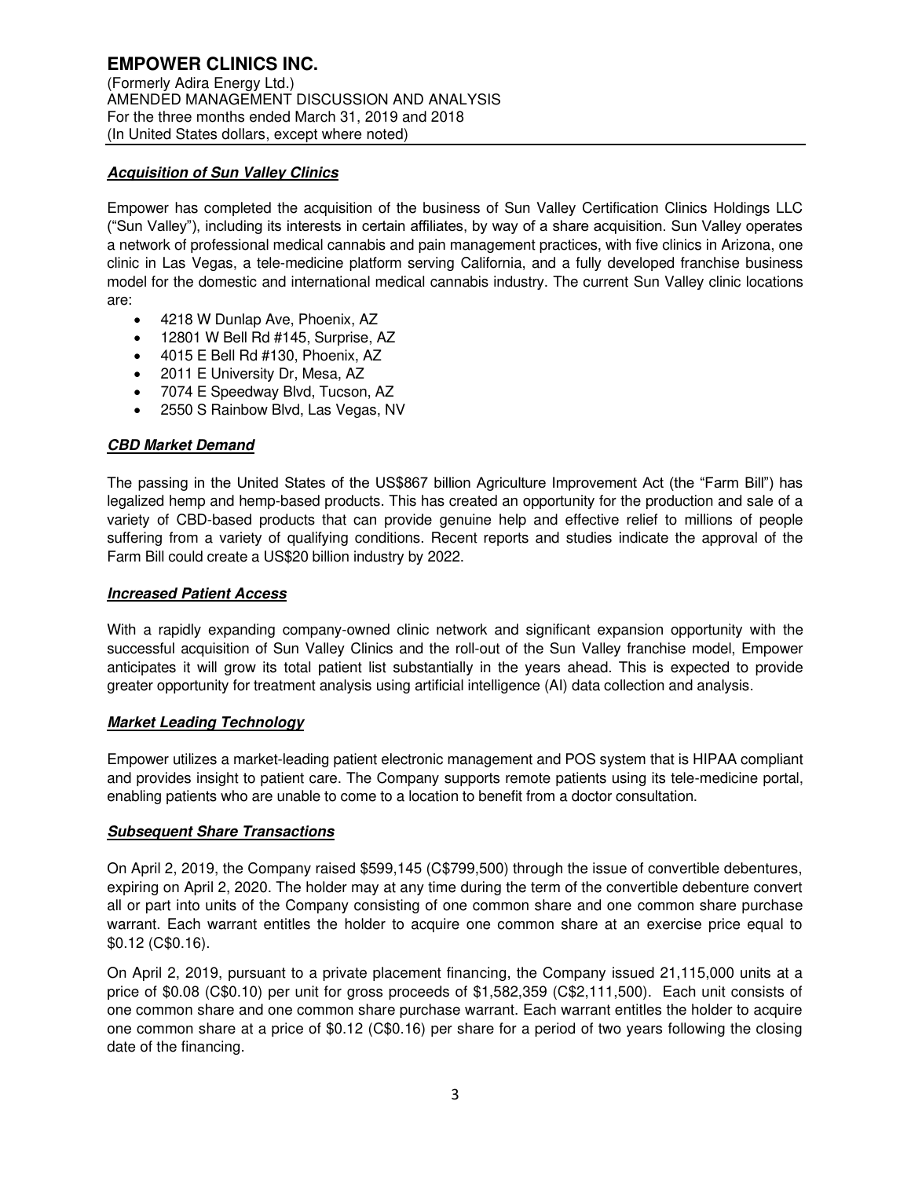### ***Acquisition of Sun Valley Clinics***

Empower has completed the acquisition of the business of Sun Valley Certification Clinics Holdings LLC ("Sun Valley"), including its interests in certain affiliates, by way of a share acquisition. Sun Valley operates a network of professional medical cannabis and pain management practices, with five clinics in Arizona, one clinic in Las Vegas, a tele-medicine platform serving California, and a fully developed franchise business model for the domestic and international medical cannabis industry. The current Sun Valley clinic locations are:

- 4218 W Dunlap Ave, Phoenix, AZ
- 12801 W Bell Rd #145, Surprise, AZ
- 4015 E Bell Rd #130, Phoenix, AZ
- 2011 E University Dr, Mesa, AZ
- 7074 E Speedway Blvd, Tucson, AZ
- 2550 S Rainbow Blvd, Las Vegas, NV

### ***CBD Market Demand***

The passing in the United States of the US$867 billion Agriculture Improvement Act (the "Farm Bill") has legalized hemp and hemp-based products. This has created an opportunity for the production and sale of a variety of CBD-based products that can provide genuine help and effective relief to millions of people suffering from a variety of qualifying conditions. Recent reports and studies indicate the approval of the Farm Bill could create a US$20 billion industry by 2022.

### ***Increased Patient Access***

With a rapidly expanding company-owned clinic network and significant expansion opportunity with the successful acquisition of Sun Valley Clinics and the roll-out of the Sun Valley franchise model, Empower anticipates it will grow its total patient list substantially in the years ahead. This is expected to provide greater opportunity for treatment analysis using artificial intelligence (AI) data collection and analysis.

### ***Market Leading Technology***

Empower utilizes a market-leading patient electronic management and POS system that is HIPAA compliant and provides insight to patient care. The Company supports remote patients using its tele-medicine portal, enabling patients who are unable to come to a location to benefit from a doctor consultation.

### ***Subsequent Share Transactions***

On April 2, 2019, the Company raised $599,145 (C$799,500) through the issue of convertible debentures, expiring on April 2, 2020. The holder may at any time during the term of the convertible debenture convert all or part into units of the Company consisting of one common share and one common share purchase warrant. Each warrant entitles the holder to acquire one common share at an exercise price equal to $0.12 (C$0.16).

On April 2, 2019, pursuant to a private placement financing, the Company issued 21,115,000 units at a price of $0.08 (C$0.10) per unit for gross proceeds of $1,582,359 (C$2,111,500). Each unit consists of one common share and one common share purchase warrant. Each warrant entitles the holder to acquire one common share at a price of $0.12 (C$0.16) per share for a period of two years following the closing date of the financing.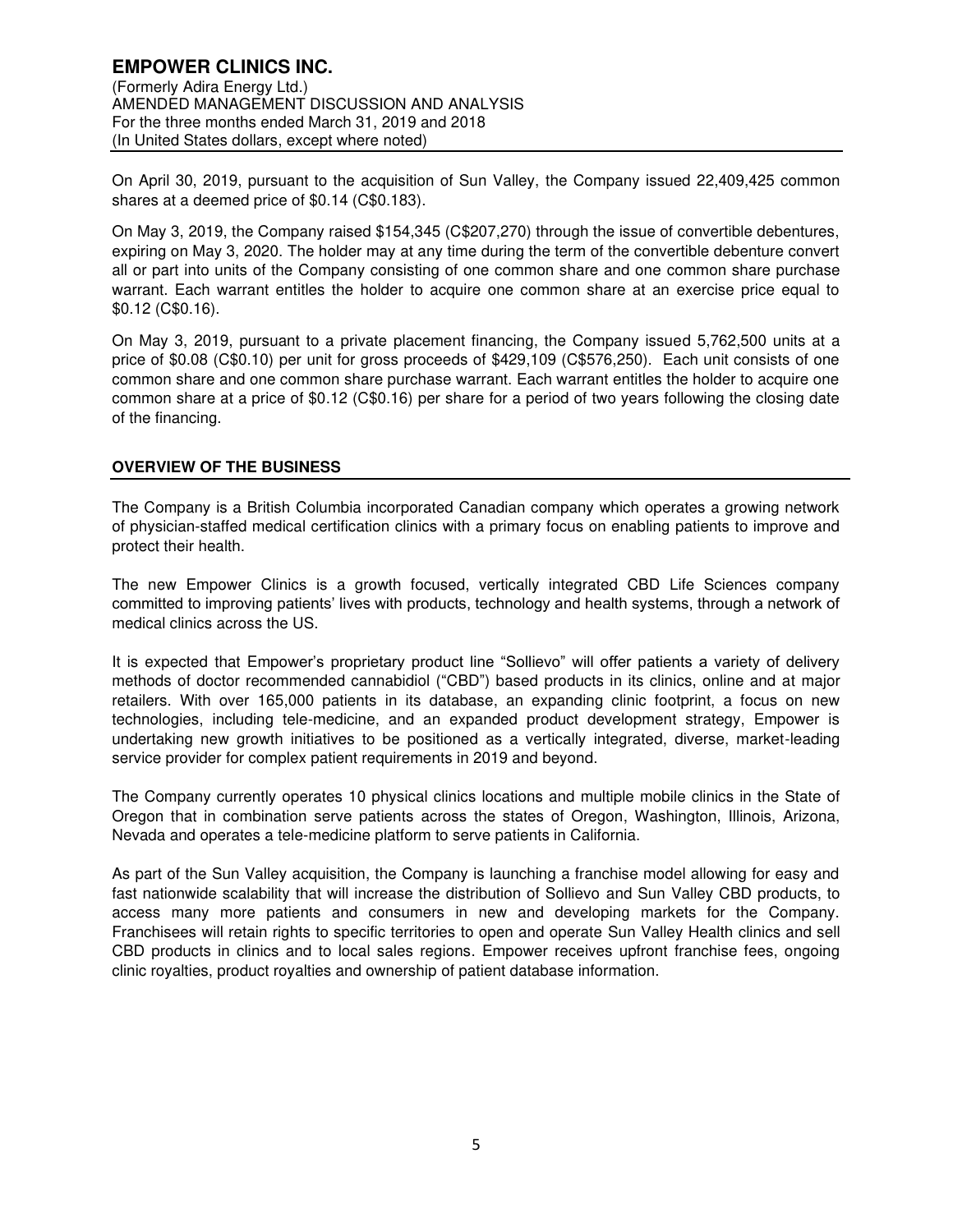On April 30, 2019, pursuant to the acquisition of Sun Valley, the Company issued 22,409,425 common shares at a deemed price of $0.14 (C$0.183).

On May 3, 2019, the Company raised $154,345 (C$207,270) through the issue of convertible debentures, expiring on May 3, 2020. The holder may at any time during the term of the convertible debenture convert all or part into units of the Company consisting of one common share and one common share purchase warrant. Each warrant entitles the holder to acquire one common share at an exercise price equal to $0.12 (C$0.16).

On May 3, 2019, pursuant to a private placement financing, the Company issued 5,762,500 units at a price of $0.08 (C$0.10) per unit for gross proceeds of $429,109 (C$576,250). Each unit consists of one common share and one common share purchase warrant. Each warrant entitles the holder to acquire one common share at a price of $0.12 (C$0.16) per share for a period of two years following the closing date of the financing.

## OVERVIEW OF THE BUSINESS

The Company is a British Columbia incorporated Canadian company which operates a growing network of physician-staffed medical certification clinics with a primary focus on enabling patients to improve and protect their health.

The new Empower Clinics is a growth focused, vertically integrated CBD Life Sciences company committed to improving patients' lives with products, technology and health systems, through a network of medical clinics across the US.

It is expected that Empower's proprietary product line "Sollievo" will offer patients a variety of delivery methods of doctor recommended cannabidiol ("CBD") based products in its clinics, online and at major retailers. With over 165,000 patients in its database, an expanding clinic footprint, a focus on new technologies, including tele-medicine, and an expanded product development strategy, Empower is undertaking new growth initiatives to be positioned as a vertically integrated, diverse, market-leading service provider for complex patient requirements in 2019 and beyond.

The Company currently operates 10 physical clinics locations and multiple mobile clinics in the State of Oregon that in combination serve patients across the states of Oregon, Washington, Illinois, Arizona, Nevada and operates a tele-medicine platform to serve patients in California.

As part of the Sun Valley acquisition, the Company is launching a franchise model allowing for easy and fast nationwide scalability that will increase the distribution of Sollievo and Sun Valley CBD products, to access many more patients and consumers in new and developing markets for the Company. Franchisees will retain rights to specific territories to open and operate Sun Valley Health clinics and sell CBD products in clinics and to local sales regions. Empower receives upfront franchise fees, ongoing clinic royalties, product royalties and ownership of patient database information.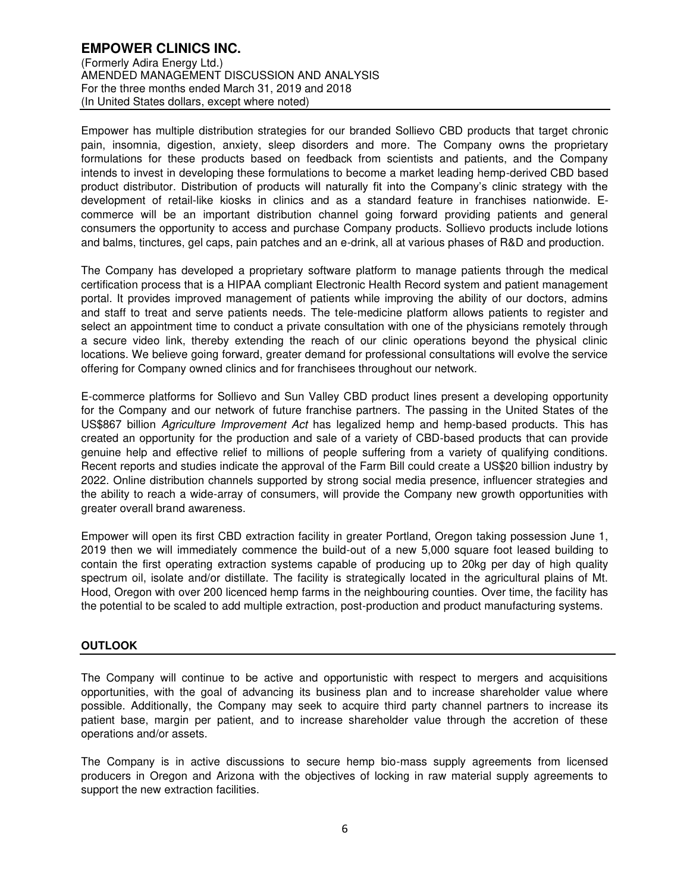Empower has multiple distribution strategies for our branded Sollievo CBD products that target chronic pain, insomnia, digestion, anxiety, sleep disorders and more. The Company owns the proprietary formulations for these products based on feedback from scientists and patients, and the Company intends to invest in developing these formulations to become a market leading hemp-derived CBD based product distributor. Distribution of products will naturally fit into the Company's clinic strategy with the development of retail-like kiosks in clinics and as a standard feature in franchises nationwide. E-commerce will be an important distribution channel going forward providing patients and general consumers the opportunity to access and purchase Company products. Sollievo products include lotions and balms, tinctures, gel caps, pain patches and an e-drink, all at various phases of R&D and production.

The Company has developed a proprietary software platform to manage patients through the medical certification process that is a HIPAA compliant Electronic Health Record system and patient management portal. It provides improved management of patients while improving the ability of our doctors, admins and staff to treat and serve patients needs. The tele-medicine platform allows patients to register and select an appointment time to conduct a private consultation with one of the physicians remotely through a secure video link, thereby extending the reach of our clinic operations beyond the physical clinic locations. We believe going forward, greater demand for professional consultations will evolve the service offering for Company owned clinics and for franchisees throughout our network.

E-commerce platforms for Sollievo and Sun Valley CBD product lines present a developing opportunity for the Company and our network of future franchise partners. The passing in the United States of the US$867 billion *Agriculture Improvement Act* has legalized hemp and hemp-based products. This has created an opportunity for the production and sale of a variety of CBD-based products that can provide genuine help and effective relief to millions of people suffering from a variety of qualifying conditions. Recent reports and studies indicate the approval of the Farm Bill could create a US$20 billion industry by 2022. Online distribution channels supported by strong social media presence, influencer strategies and the ability to reach a wide-array of consumers, will provide the Company new growth opportunities with greater overall brand awareness.

Empower will open its first CBD extraction facility in greater Portland, Oregon taking possession June 1, 2019 then we will immediately commence the build-out of a new 5,000 square foot leased building to contain the first operating extraction systems capable of producing up to 20kg per day of high quality spectrum oil, isolate and/or distillate. The facility is strategically located in the agricultural plains of Mt. Hood, Oregon with over 200 licenced hemp farms in the neighbouring counties. Over time, the facility has the potential to be scaled to add multiple extraction, post-production and product manufacturing systems.

## OUTLOOK

The Company will continue to be active and opportunistic with respect to mergers and acquisitions opportunities, with the goal of advancing its business plan and to increase shareholder value where possible. Additionally, the Company may seek to acquire third party channel partners to increase its patient base, margin per patient, and to increase shareholder value through the accretion of these operations and/or assets.

The Company is in active discussions to secure hemp bio-mass supply agreements from licensed producers in Oregon and Arizona with the objectives of locking in raw material supply agreements to support the new extraction facilities.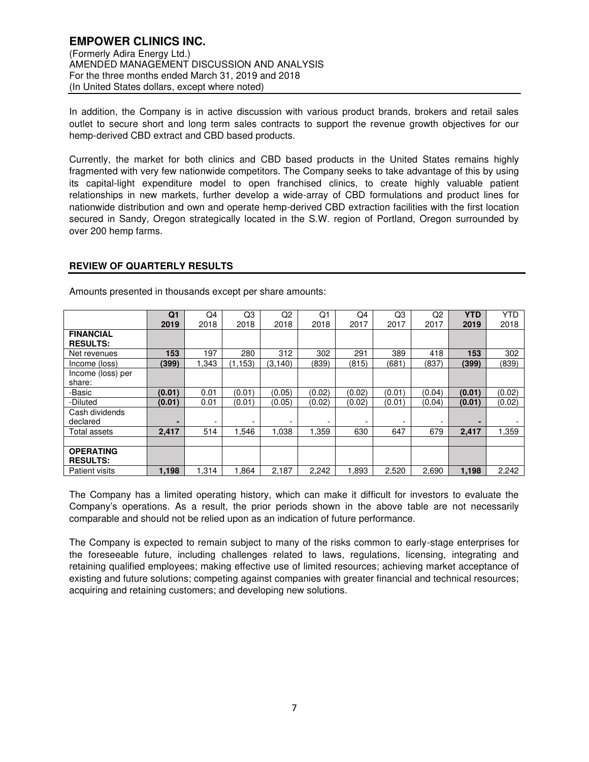In addition, the Company is in active discussion with various product brands, brokers and retail sales outlet to secure short and long term sales contracts to support the revenue growth objectives for our hemp-derived CBD extract and CBD based products.

Currently, the market for both clinics and CBD based products in the United States remains highly fragmented with very few nationwide competitors. The Company seeks to take advantage of this by using its capital-light expenditure model to open franchised clinics, to create highly valuable patient relationships in new markets, further develop a wide-array of CBD formulations and product lines for nationwide distribution and own and operate hemp-derived CBD extraction facilities with the first location secured in Sandy, Oregon strategically located in the S.W. region of Portland, Oregon surrounded by over 200 hemp farms.

## REVIEW OF QUARTERLY RESULTS

Amounts presented in thousands except per share amounts:

| | **Q1 2019** | Q4 2018 | Q3 2018 | Q2 2018 | Q1 2018 | Q4 2017 | Q3 2017 | Q2 2017 | **YTD 2019** | YTD 2018 |
|---|---|---|---|---|---|---|---|---|---|---|
| **FINANCIAL RESULTS:** | | | | | | | | | | |
| Net revenues | **153** | 197 | 280 | 312 | 302 | 291 | 389 | 418 | **153** | 302 |
| Income (loss) | **(399)** | 1,343 | (1,153) | (3,140) | (839) | (815) | (681) | (837) | **(399)** | (839) |
| Income (loss) per share: | | | | | | | | | | |
| -Basic | **(0.01)** | 0.01 | (0.01) | (0.05) | (0.02) | (0.02) | (0.01) | (0.04) | **(0.01)** | (0.02) |
| -Diluted | **(0.01)** | 0.01 | (0.01) | (0.05) | (0.02) | (0.02) | (0.01) | (0.04) | **(0.01)** | (0.02) |
| Cash dividends declared | **-** | - | - | - | - | - | - | - | **-** | - |
| Total assets | **2,417** | 514 | 1,546 | 1,038 | 1,359 | 630 | 647 | 679 | **2,417** | 1,359 |
| | | | | | | | | | | |
| **OPERATING RESULTS:** | | | | | | | | | | |
| Patient visits | **1,198** | 1,314 | 1,864 | 2,187 | 2,242 | 1,893 | 2,520 | 2,690 | **1,198** | 2,242 |

The Company has a limited operating history, which can make it difficult for investors to evaluate the Company's operations. As a result, the prior periods shown in the above table are not necessarily comparable and should not be relied upon as an indication of future performance.

The Company is expected to remain subject to many of the risks common to early-stage enterprises for the foreseeable future, including challenges related to laws, regulations, licensing, integrating and retaining qualified employees; making effective use of limited resources; achieving market acceptance of existing and future solutions; competing against companies with greater financial and technical resources; acquiring and retaining customers; and developing new solutions.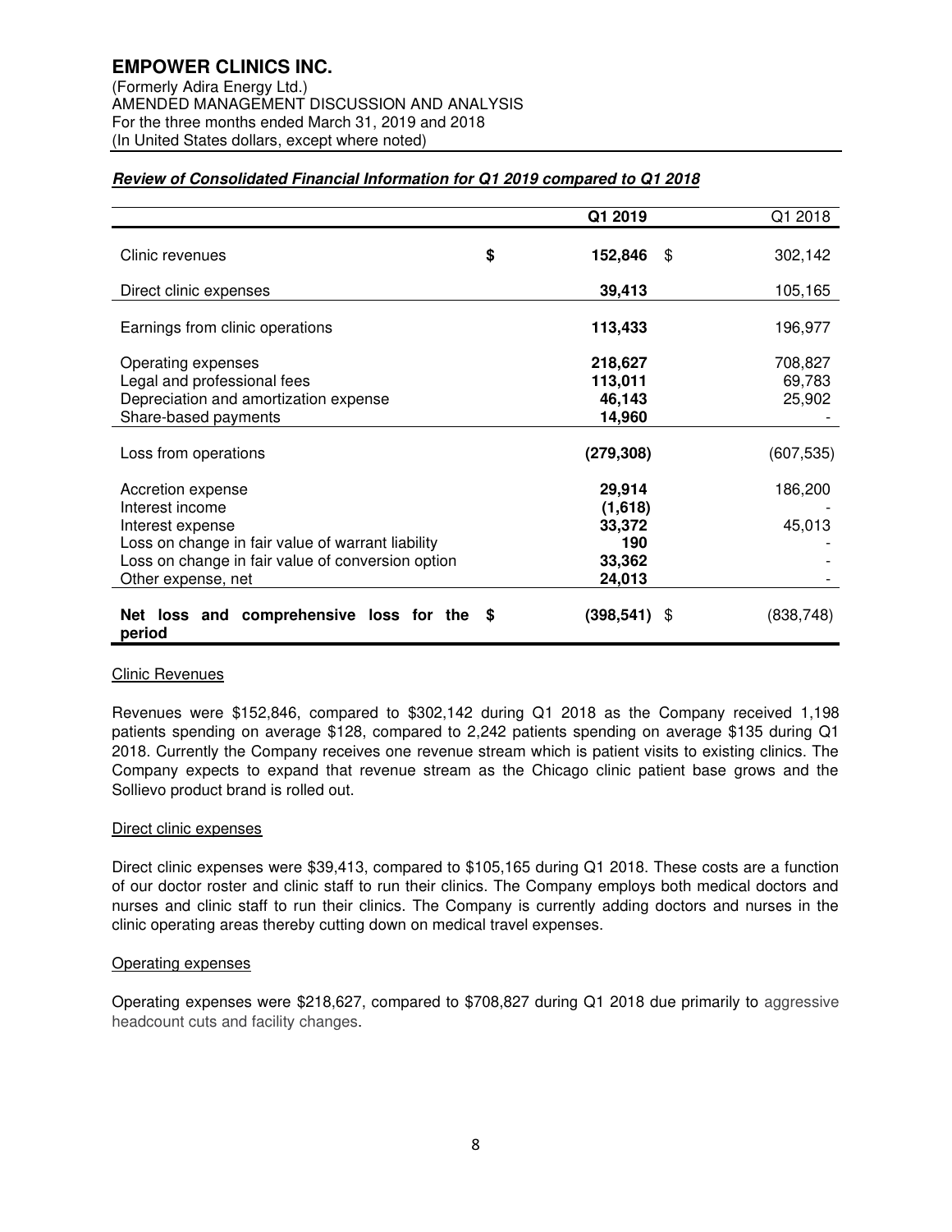**EMPOWER CLINICS INC.**
(Formerly Adira Energy Ltd.)
AMENDED MANAGEMENT DISCUSSION AND ANALYSIS
For the three months ended March 31, 2019 and 2018
(In United States dollars, except where noted)

***Review of Consolidated Financial Information for Q1 2019 compared to Q1 2018***

| | Q1 2019 | Q1 2018 |
|---|---|---|
| Clinic revenues | **$ 152,846** | $ 302,142 |
| Direct clinic expenses | **39,413** | 105,165 |
| Earnings from clinic operations | **113,433** | 196,977 |
| Operating expenses | **218,627** | 708,827 |
| Legal and professional fees | **113,011** | 69,783 |
| Depreciation and amortization expense | **46,143** | 25,902 |
| Share-based payments | **14,960** | - |
| Loss from operations | **(279,308)** | (607,535) |
| Accretion expense | **29,914** | 186,200 |
| Interest income | **(1,618)** | - |
| Interest expense | **33,372** | 45,013 |
| Loss on change in fair value of warrant liability | **190** | - |
| Loss on change in fair value of conversion option | **33,362** | - |
| Other expense, net | **24,013** | - |
| **Net loss and comprehensive loss for the period** | **$ (398,541)** | $ (838,748) |

Clinic Revenues

Revenues were $152,846, compared to $302,142 during Q1 2018 as the Company received 1,198 patients spending on average $128, compared to 2,242 patients spending on average $135 during Q1 2018. Currently the Company receives one revenue stream which is patient visits to existing clinics. The Company expects to expand that revenue stream as the Chicago clinic patient base grows and the Sollievo product brand is rolled out.

Direct clinic expenses

Direct clinic expenses were $39,413, compared to $105,165 during Q1 2018. These costs are a function of our doctor roster and clinic staff to run their clinics. The Company employs both medical doctors and nurses and clinic staff to run their clinics. The Company is currently adding doctors and nurses in the clinic operating areas thereby cutting down on medical travel expenses.

Operating expenses

Operating expenses were $218,627, compared to $708,827 during Q1 2018 due primarily to aggressive headcount cuts and facility changes.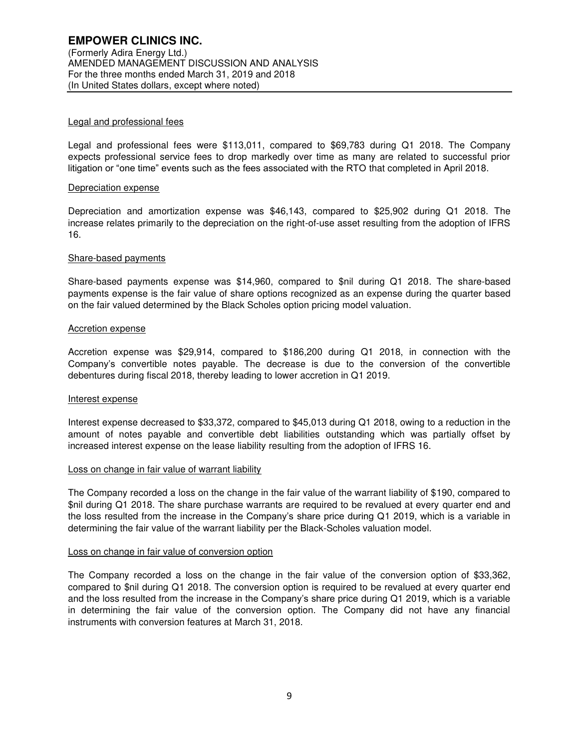Legal and professional fees

Legal and professional fees were $113,011, compared to $69,783 during Q1 2018. The Company expects professional service fees to drop markedly over time as many are related to successful prior litigation or "one time" events such as the fees associated with the RTO that completed in April 2018.

Depreciation expense

Depreciation and amortization expense was $46,143, compared to $25,902 during Q1 2018. The increase relates primarily to the depreciation on the right-of-use asset resulting from the adoption of IFRS 16.

Share-based payments

Share-based payments expense was $14,960, compared to $nil during Q1 2018. The share-based payments expense is the fair value of share options recognized as an expense during the quarter based on the fair valued determined by the Black Scholes option pricing model valuation.

Accretion expense

Accretion expense was $29,914, compared to $186,200 during Q1 2018, in connection with the Company's convertible notes payable. The decrease is due to the conversion of the convertible debentures during fiscal 2018, thereby leading to lower accretion in Q1 2019.

Interest expense

Interest expense decreased to $33,372, compared to $45,013 during Q1 2018, owing to a reduction in the amount of notes payable and convertible debt liabilities outstanding which was partially offset by increased interest expense on the lease liability resulting from the adoption of IFRS 16.

Loss on change in fair value of warrant liability

The Company recorded a loss on the change in the fair value of the warrant liability of $190, compared to $nil during Q1 2018. The share purchase warrants are required to be revalued at every quarter end and the loss resulted from the increase in the Company's share price during Q1 2019, which is a variable in determining the fair value of the warrant liability per the Black-Scholes valuation model.

Loss on change in fair value of conversion option

The Company recorded a loss on the change in the fair value of the conversion option of $33,362, compared to $nil during Q1 2018. The conversion option is required to be revalued at every quarter end and the loss resulted from the increase in the Company's share price during Q1 2019, which is a variable in determining the fair value of the conversion option. The Company did not have any financial instruments with conversion features at March 31, 2018.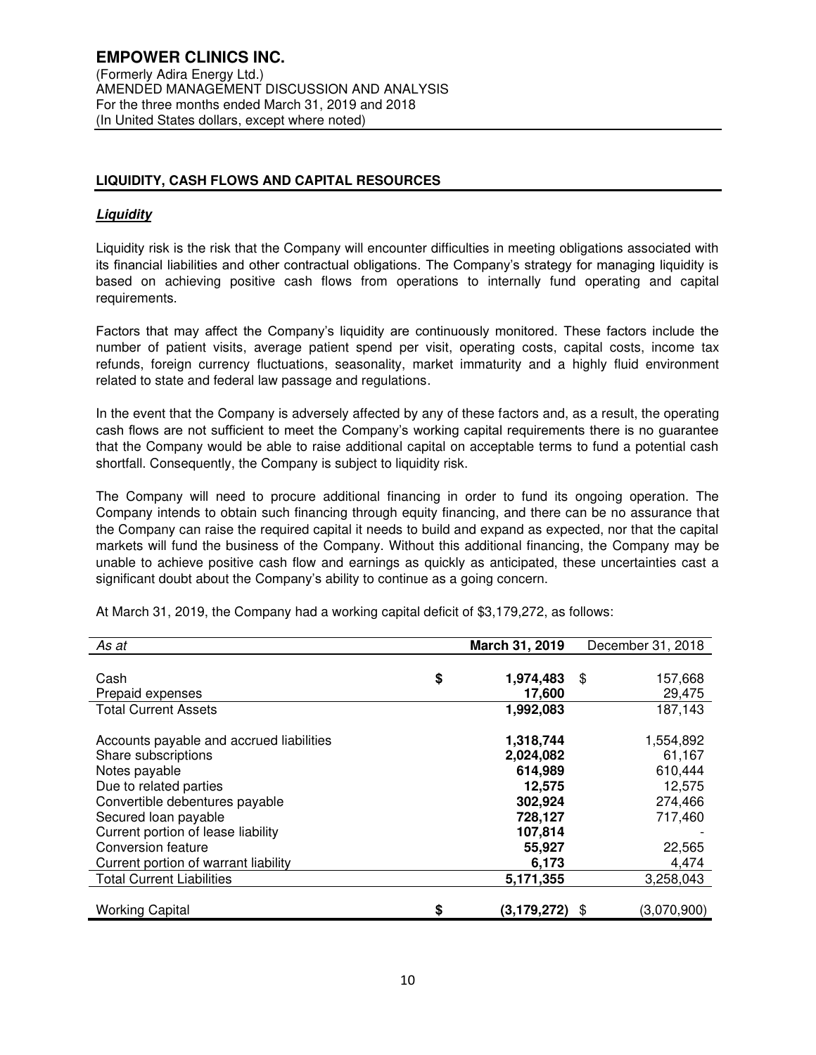## LIQUIDITY, CASH FLOWS AND CAPITAL RESOURCES

### ***Liquidity***

Liquidity risk is the risk that the Company will encounter difficulties in meeting obligations associated with its financial liabilities and other contractual obligations. The Company's strategy for managing liquidity is based on achieving positive cash flows from operations to internally fund operating and capital requirements.

Factors that may affect the Company's liquidity are continuously monitored. These factors include the number of patient visits, average patient spend per visit, operating costs, capital costs, income tax refunds, foreign currency fluctuations, seasonality, market immaturity and a highly fluid environment related to state and federal law passage and regulations.

In the event that the Company is adversely affected by any of these factors and, as a result, the operating cash flows are not sufficient to meet the Company's working capital requirements there is no guarantee that the Company would be able to raise additional capital on acceptable terms to fund a potential cash shortfall. Consequently, the Company is subject to liquidity risk.

The Company will need to procure additional financing in order to fund its ongoing operation. The Company intends to obtain such financing through equity financing, and there can be no assurance that the Company can raise the required capital it needs to build and expand as expected, nor that the capital markets will fund the business of the Company. Without this additional financing, the Company may be unable to achieve positive cash flow and earnings as quickly as anticipated, these uncertainties cast a significant doubt about the Company's ability to continue as a going concern.

At March 31, 2019, the Company had a working capital deficit of $3,179,272, as follows:

| *As at* | **March 31, 2019** | December 31, 2018 |
|---|---|---|
| Cash | $ **1,974,483** | $ 157,668 |
| Prepaid expenses | **17,600** | 29,475 |
| Total Current Assets | **1,992,083** | 187,143 |
| Accounts payable and accrued liabilities | **1,318,744** | 1,554,892 |
| Share subscriptions | **2,024,082** | 61,167 |
| Notes payable | **614,989** | 610,444 |
| Due to related parties | **12,575** | 12,575 |
| Convertible debentures payable | **302,924** | 274,466 |
| Secured loan payable | **728,127** | 717,460 |
| Current portion of lease liability | **107,814** | - |
| Conversion feature | **55,927** | 22,565 |
| Current portion of warrant liability | **6,173** | 4,474 |
| Total Current Liabilities | **5,171,355** | 3,258,043 |
| Working Capital | $ **(3,179,272)** | $ (3,070,900) |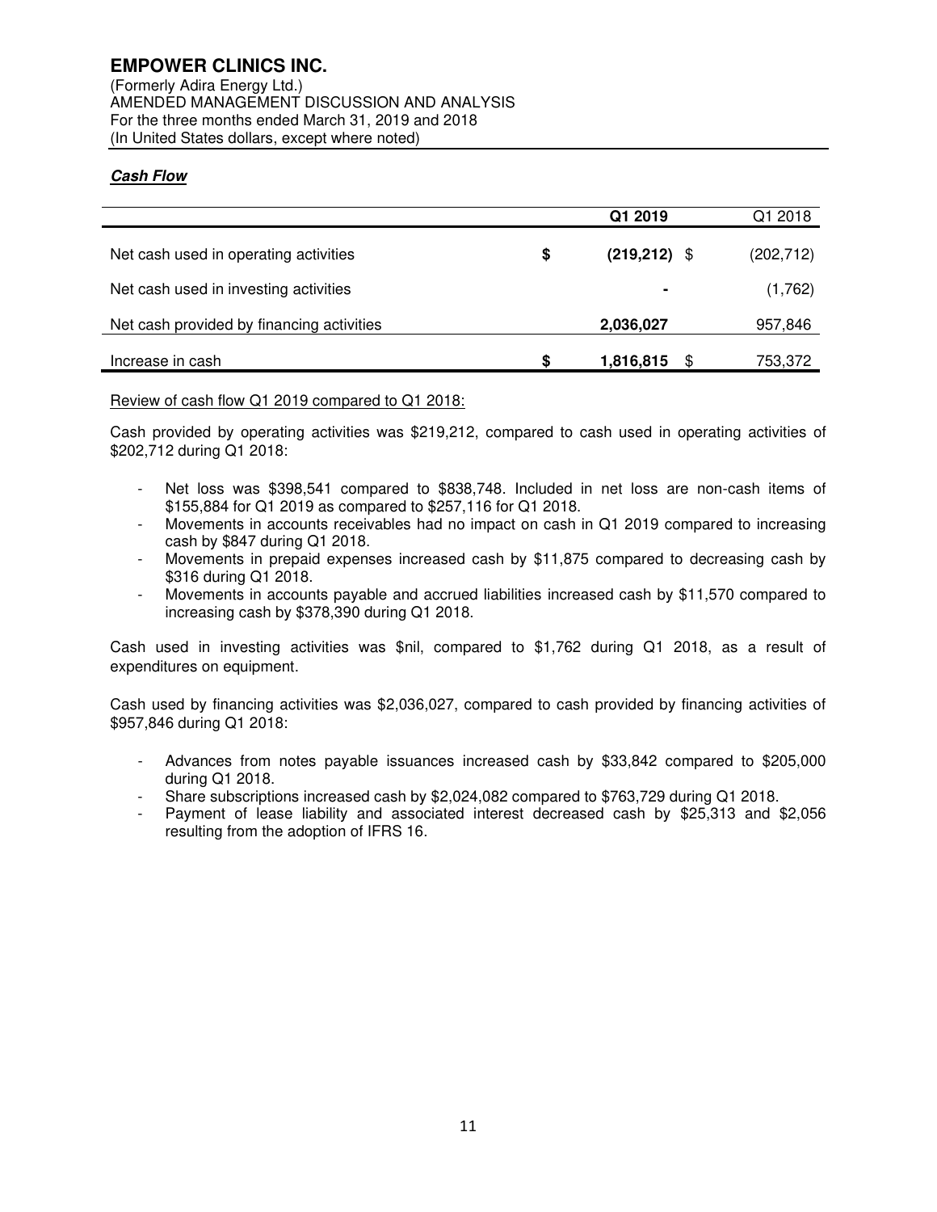### ***Cash Flow***

| | Q1 2019 | Q1 2018 |
|---|---|---|
| Net cash used in operating activities | $ (219,212) | $ (202,712) |
| Net cash used in investing activities | - | (1,762) |
| Net cash provided by financing activities | 2,036,027 | 957,846 |
| Increase in cash | $ 1,816,815 | $ 753,372 |

Review of cash flow Q1 2019 compared to Q1 2018:

Cash provided by operating activities was $219,212, compared to cash used in operating activities of $202,712 during Q1 2018:

- Net loss was $398,541 compared to $838,748. Included in net loss are non-cash items of $155,884 for Q1 2019 as compared to $257,116 for Q1 2018.
- Movements in accounts receivables had no impact on cash in Q1 2019 compared to increasing cash by $847 during Q1 2018.
- Movements in prepaid expenses increased cash by $11,875 compared to decreasing cash by $316 during Q1 2018.
- Movements in accounts payable and accrued liabilities increased cash by $11,570 compared to increasing cash by $378,390 during Q1 2018.

Cash used in investing activities was $nil, compared to $1,762 during Q1 2018, as a result of expenditures on equipment.

Cash used by financing activities was $2,036,027, compared to cash provided by financing activities of $957,846 during Q1 2018:

- Advances from notes payable issuances increased cash by $33,842 compared to $205,000 during Q1 2018.
- Share subscriptions increased cash by $2,024,082 compared to $763,729 during Q1 2018.
- Payment of lease liability and associated interest decreased cash by $25,313 and $2,056 resulting from the adoption of IFRS 16.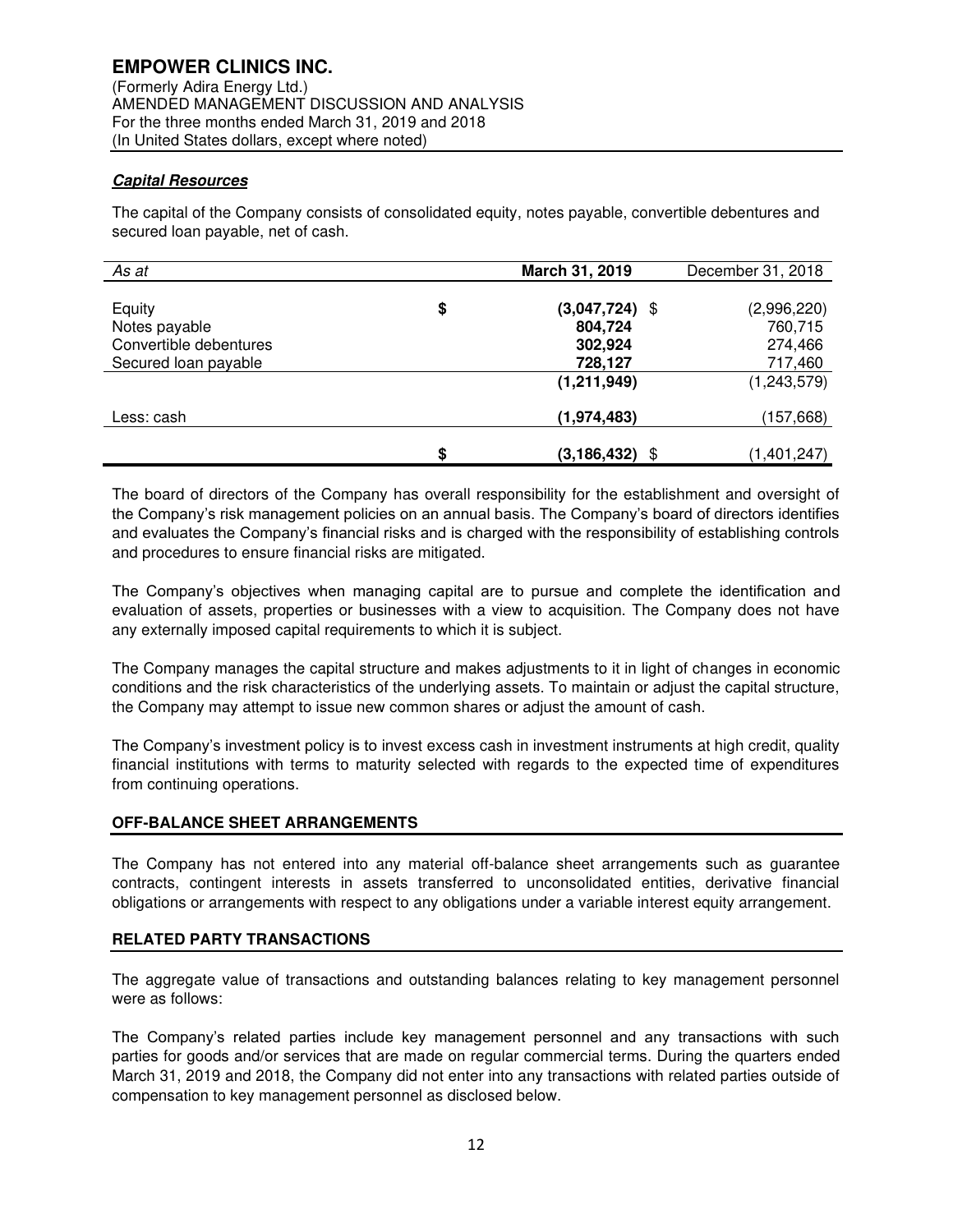### *Capital Resources*

The capital of the Company consists of consolidated equity, notes payable, convertible debentures and secured loan payable, net of cash.

| *As at* | **March 31, 2019** | December 31, 2018 |
|---|---|---|
| Equity | **$ (3,047,724)** | $ (2,996,220) |
| Notes payable | **804,724** | 760,715 |
| Convertible debentures | **302,924** | 274,466 |
| Secured loan payable | **728,127** | 717,460 |
| | **(1,211,949)** | (1,243,579) |
| Less: cash | **(1,974,483)** | (157,668) |
| | **$ (3,186,432)** | $ (1,401,247) |

The board of directors of the Company has overall responsibility for the establishment and oversight of the Company's risk management policies on an annual basis. The Company's board of directors identifies and evaluates the Company's financial risks and is charged with the responsibility of establishing controls and procedures to ensure financial risks are mitigated.

The Company's objectives when managing capital are to pursue and complete the identification and evaluation of assets, properties or businesses with a view to acquisition. The Company does not have any externally imposed capital requirements to which it is subject.

The Company manages the capital structure and makes adjustments to it in light of changes in economic conditions and the risk characteristics of the underlying assets. To maintain or adjust the capital structure, the Company may attempt to issue new common shares or adjust the amount of cash.

The Company's investment policy is to invest excess cash in investment instruments at high credit, quality financial institutions with terms to maturity selected with regards to the expected time of expenditures from continuing operations.

## OFF-BALANCE SHEET ARRANGEMENTS

The Company has not entered into any material off-balance sheet arrangements such as guarantee contracts, contingent interests in assets transferred to unconsolidated entities, derivative financial obligations or arrangements with respect to any obligations under a variable interest equity arrangement.

## RELATED PARTY TRANSACTIONS

The aggregate value of transactions and outstanding balances relating to key management personnel were as follows:

The Company's related parties include key management personnel and any transactions with such parties for goods and/or services that are made on regular commercial terms. During the quarters ended March 31, 2019 and 2018, the Company did not enter into any transactions with related parties outside of compensation to key management personnel as disclosed below.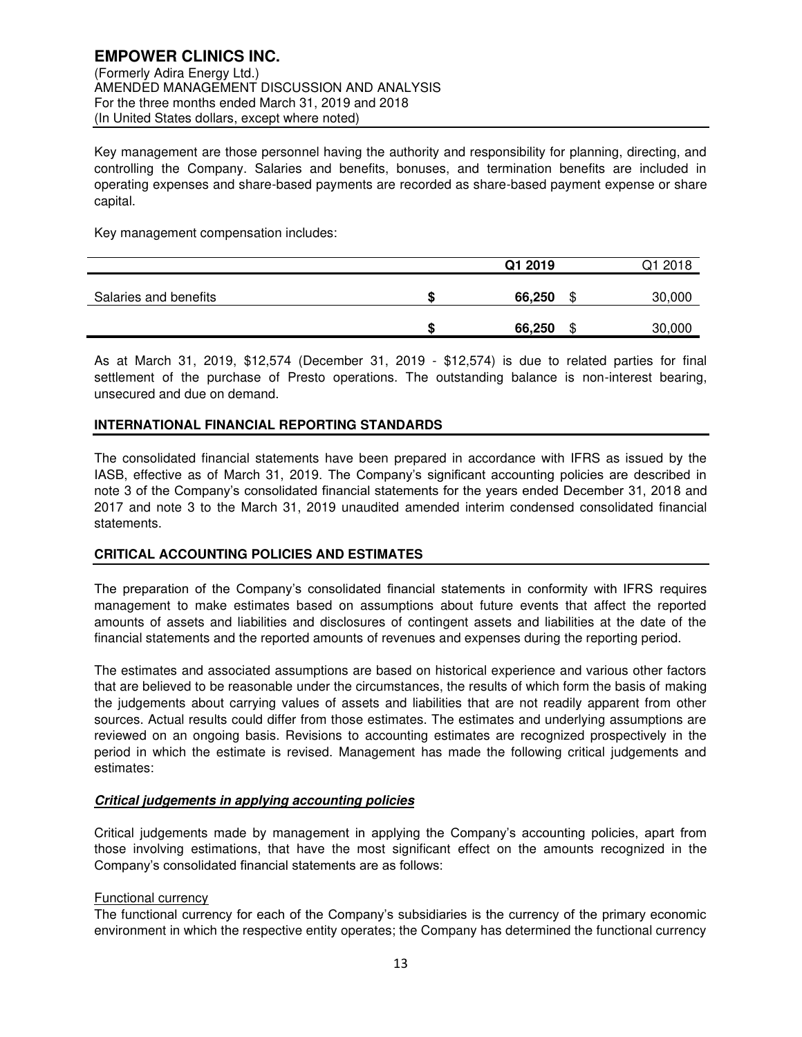Key management are those personnel having the authority and responsibility for planning, directing, and controlling the Company. Salaries and benefits, bonuses, and termination benefits are included in operating expenses and share-based payments are recorded as share-based payment expense or share capital.

Key management compensation includes:

| | Q1 2019 | Q1 2018 |
|---|---|---|
| Salaries and benefits | $ 66,250 | $ 30,000 |
| | $ 66,250 | $ 30,000 |

As at March 31, 2019, $12,574 (December 31, 2019 - $12,574) is due to related parties for final settlement of the purchase of Presto operations. The outstanding balance is non-interest bearing, unsecured and due on demand.

## INTERNATIONAL FINANCIAL REPORTING STANDARDS

The consolidated financial statements have been prepared in accordance with IFRS as issued by the IASB, effective as of March 31, 2019. The Company's significant accounting policies are described in note 3 of the Company's consolidated financial statements for the years ended December 31, 2018 and 2017 and note 3 to the March 31, 2019 unaudited amended interim condensed consolidated financial statements.

## CRITICAL ACCOUNTING POLICIES AND ESTIMATES

The preparation of the Company's consolidated financial statements in conformity with IFRS requires management to make estimates based on assumptions about future events that affect the reported amounts of assets and liabilities and disclosures of contingent assets and liabilities at the date of the financial statements and the reported amounts of revenues and expenses during the reporting period.

The estimates and associated assumptions are based on historical experience and various other factors that are believed to be reasonable under the circumstances, the results of which form the basis of making the judgements about carrying values of assets and liabilities that are not readily apparent from other sources. Actual results could differ from those estimates. The estimates and underlying assumptions are reviewed on an ongoing basis. Revisions to accounting estimates are recognized prospectively in the period in which the estimate is revised. Management has made the following critical judgements and estimates:

### ***Critical judgements in applying accounting policies***

Critical judgements made by management in applying the Company's accounting policies, apart from those involving estimations, that have the most significant effect on the amounts recognized in the Company's consolidated financial statements are as follows:

Functional currency

The functional currency for each of the Company's subsidiaries is the currency of the primary economic environment in which the respective entity operates; the Company has determined the functional currency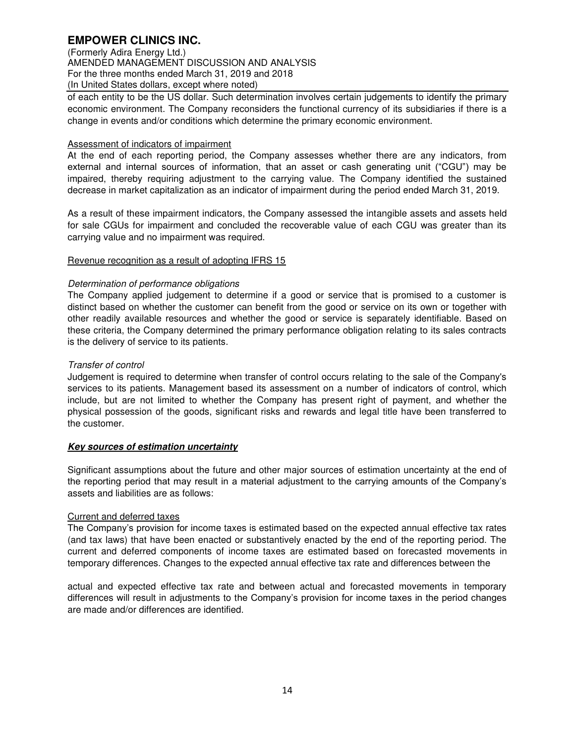of each entity to be the US dollar. Such determination involves certain judgements to identify the primary economic environment. The Company reconsiders the functional currency of its subsidiaries if there is a change in events and/or conditions which determine the primary economic environment.

Assessment of indicators of impairment

At the end of each reporting period, the Company assesses whether there are any indicators, from external and internal sources of information, that an asset or cash generating unit ("CGU") may be impaired, thereby requiring adjustment to the carrying value. The Company identified the sustained decrease in market capitalization as an indicator of impairment during the period ended March 31, 2019.

As a result of these impairment indicators, the Company assessed the intangible assets and assets held for sale CGUs for impairment and concluded the recoverable value of each CGU was greater than its carrying value and no impairment was required.

Revenue recognition as a result of adopting IFRS 15

*Determination of performance obligations*

The Company applied judgement to determine if a good or service that is promised to a customer is distinct based on whether the customer can benefit from the good or service on its own or together with other readily available resources and whether the good or service is separately identifiable. Based on these criteria, the Company determined the primary performance obligation relating to its sales contracts is the delivery of service to its patients.

*Transfer of control*

Judgement is required to determine when transfer of control occurs relating to the sale of the Company's services to its patients. Management based its assessment on a number of indicators of control, which include, but are not limited to whether the Company has present right of payment, and whether the physical possession of the goods, significant risks and rewards and legal title have been transferred to the customer.

***Key sources of estimation uncertainty***

Significant assumptions about the future and other major sources of estimation uncertainty at the end of the reporting period that may result in a material adjustment to the carrying amounts of the Company's assets and liabilities are as follows:

Current and deferred taxes

The Company's provision for income taxes is estimated based on the expected annual effective tax rates (and tax laws) that have been enacted or substantively enacted by the end of the reporting period. The current and deferred components of income taxes are estimated based on forecasted movements in temporary differences. Changes to the expected annual effective tax rate and differences between the actual and expected effective tax rate and between actual and forecasted movements in temporary differences will result in adjustments to the Company's provision for income taxes in the period changes are made and/or differences are identified.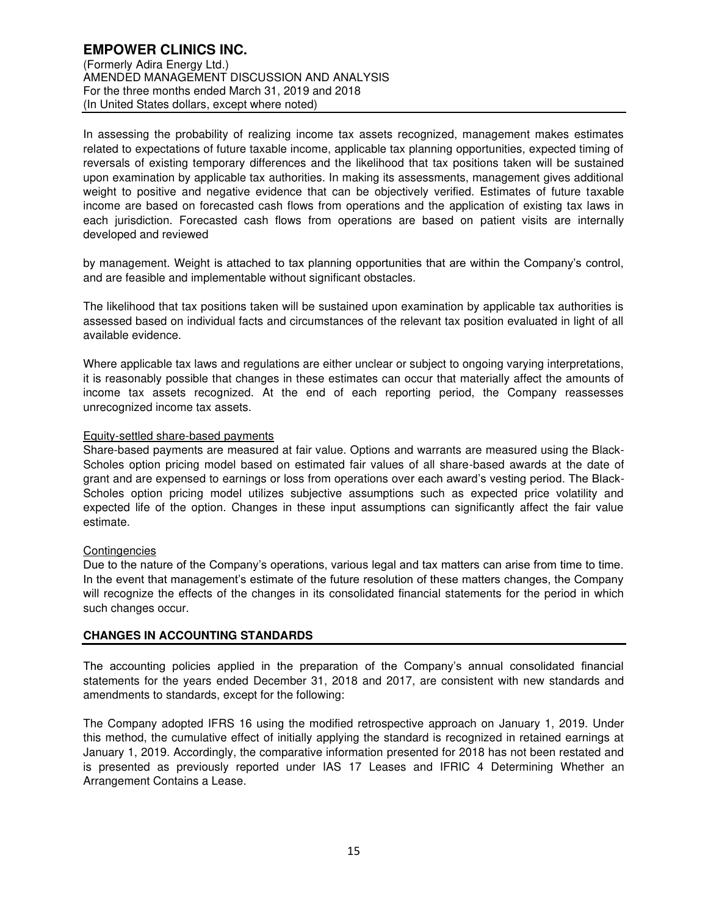In assessing the probability of realizing income tax assets recognized, management makes estimates related to expectations of future taxable income, applicable tax planning opportunities, expected timing of reversals of existing temporary differences and the likelihood that tax positions taken will be sustained upon examination by applicable tax authorities. In making its assessments, management gives additional weight to positive and negative evidence that can be objectively verified. Estimates of future taxable income are based on forecasted cash flows from operations and the application of existing tax laws in each jurisdiction. Forecasted cash flows from operations are based on patient visits are internally developed and reviewed

by management. Weight is attached to tax planning opportunities that are within the Company's control, and are feasible and implementable without significant obstacles.

The likelihood that tax positions taken will be sustained upon examination by applicable tax authorities is assessed based on individual facts and circumstances of the relevant tax position evaluated in light of all available evidence.

Where applicable tax laws and regulations are either unclear or subject to ongoing varying interpretations, it is reasonably possible that changes in these estimates can occur that materially affect the amounts of income tax assets recognized. At the end of each reporting period, the Company reassesses unrecognized income tax assets.

Equity-settled share-based payments

Share-based payments are measured at fair value. Options and warrants are measured using the Black-Scholes option pricing model based on estimated fair values of all share-based awards at the date of grant and are expensed to earnings or loss from operations over each award's vesting period. The Black-Scholes option pricing model utilizes subjective assumptions such as expected price volatility and expected life of the option. Changes in these input assumptions can significantly affect the fair value estimate.

Contingencies

Due to the nature of the Company's operations, various legal and tax matters can arise from time to time. In the event that management's estimate of the future resolution of these matters changes, the Company will recognize the effects of the changes in its consolidated financial statements for the period in which such changes occur.

## CHANGES IN ACCOUNTING STANDARDS

The accounting policies applied in the preparation of the Company's annual consolidated financial statements for the years ended December 31, 2018 and 2017, are consistent with new standards and amendments to standards, except for the following:

The Company adopted IFRS 16 using the modified retrospective approach on January 1, 2019. Under this method, the cumulative effect of initially applying the standard is recognized in retained earnings at January 1, 2019. Accordingly, the comparative information presented for 2018 has not been restated and is presented as previously reported under IAS 17 Leases and IFRIC 4 Determining Whether an Arrangement Contains a Lease.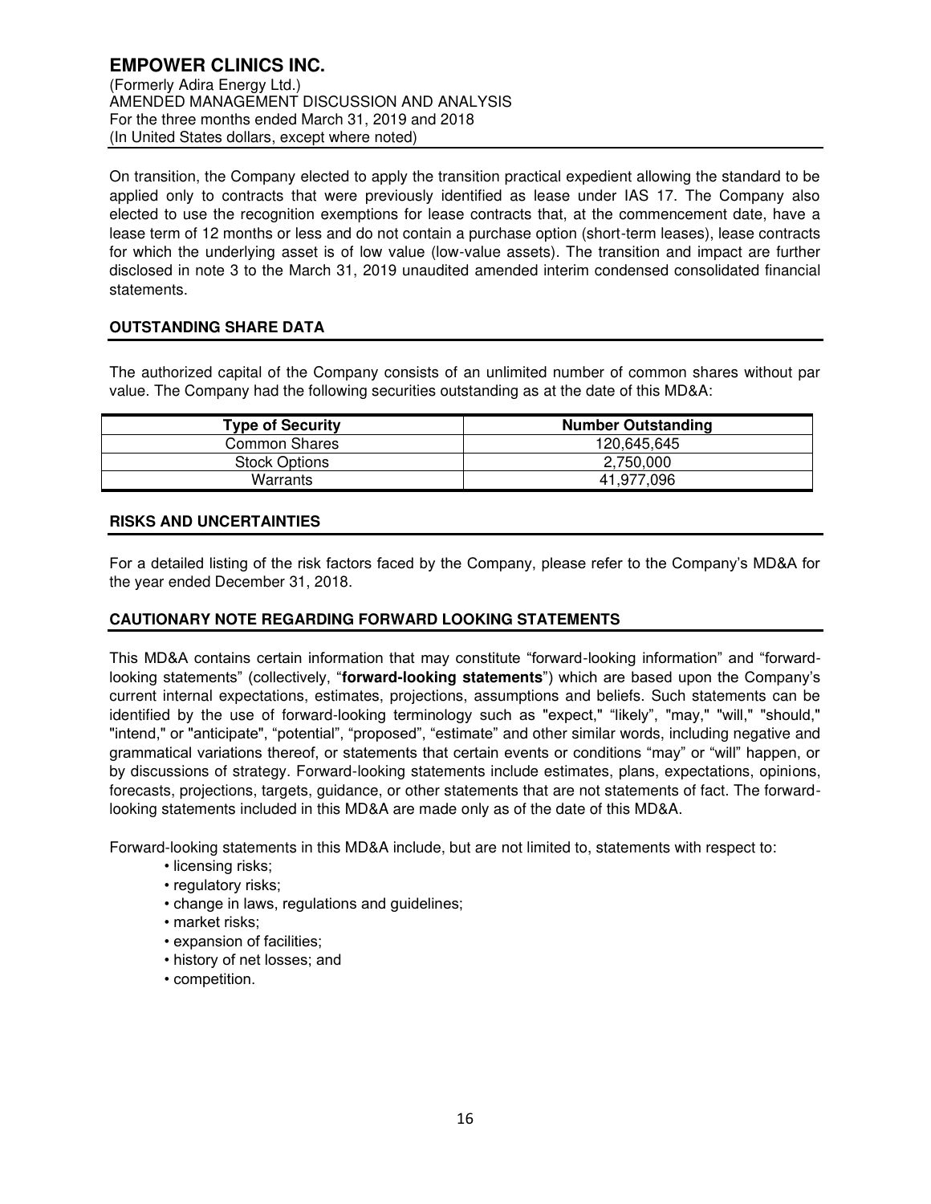On transition, the Company elected to apply the transition practical expedient allowing the standard to be applied only to contracts that were previously identified as lease under IAS 17. The Company also elected to use the recognition exemptions for lease contracts that, at the commencement date, have a lease term of 12 months or less and do not contain a purchase option (short-term leases), lease contracts for which the underlying asset is of low value (low-value assets). The transition and impact are further disclosed in note 3 to the March 31, 2019 unaudited amended interim condensed consolidated financial statements.

## OUTSTANDING SHARE DATA

The authorized capital of the Company consists of an unlimited number of common shares without par value. The Company had the following securities outstanding as at the date of this MD&A:

| Type of Security | Number Outstanding |
| --- | --- |
| Common Shares | 120,645,645 |
| Stock Options | 2,750,000 |
| Warrants | 41,977,096 |

## RISKS AND UNCERTAINTIES

For a detailed listing of the risk factors faced by the Company, please refer to the Company's MD&A for the year ended December 31, 2018.

## CAUTIONARY NOTE REGARDING FORWARD LOOKING STATEMENTS

This MD&A contains certain information that may constitute "forward-looking information" and "forward-looking statements" (collectively, "**forward-looking statements**") which are based upon the Company's current internal expectations, estimates, projections, assumptions and beliefs. Such statements can be identified by the use of forward-looking terminology such as "expect," "likely", "may," "will," "should," "intend," or "anticipate", "potential", "proposed", "estimate" and other similar words, including negative and grammatical variations thereof, or statements that certain events or conditions "may" or "will" happen, or by discussions of strategy. Forward-looking statements include estimates, plans, expectations, opinions, forecasts, projections, targets, guidance, or other statements that are not statements of fact. The forward-looking statements included in this MD&A are made only as of the date of this MD&A.

Forward-looking statements in this MD&A include, but are not limited to, statements with respect to:

- licensing risks;
- regulatory risks;
- change in laws, regulations and guidelines;
- market risks;
- expansion of facilities;
- history of net losses; and
- competition.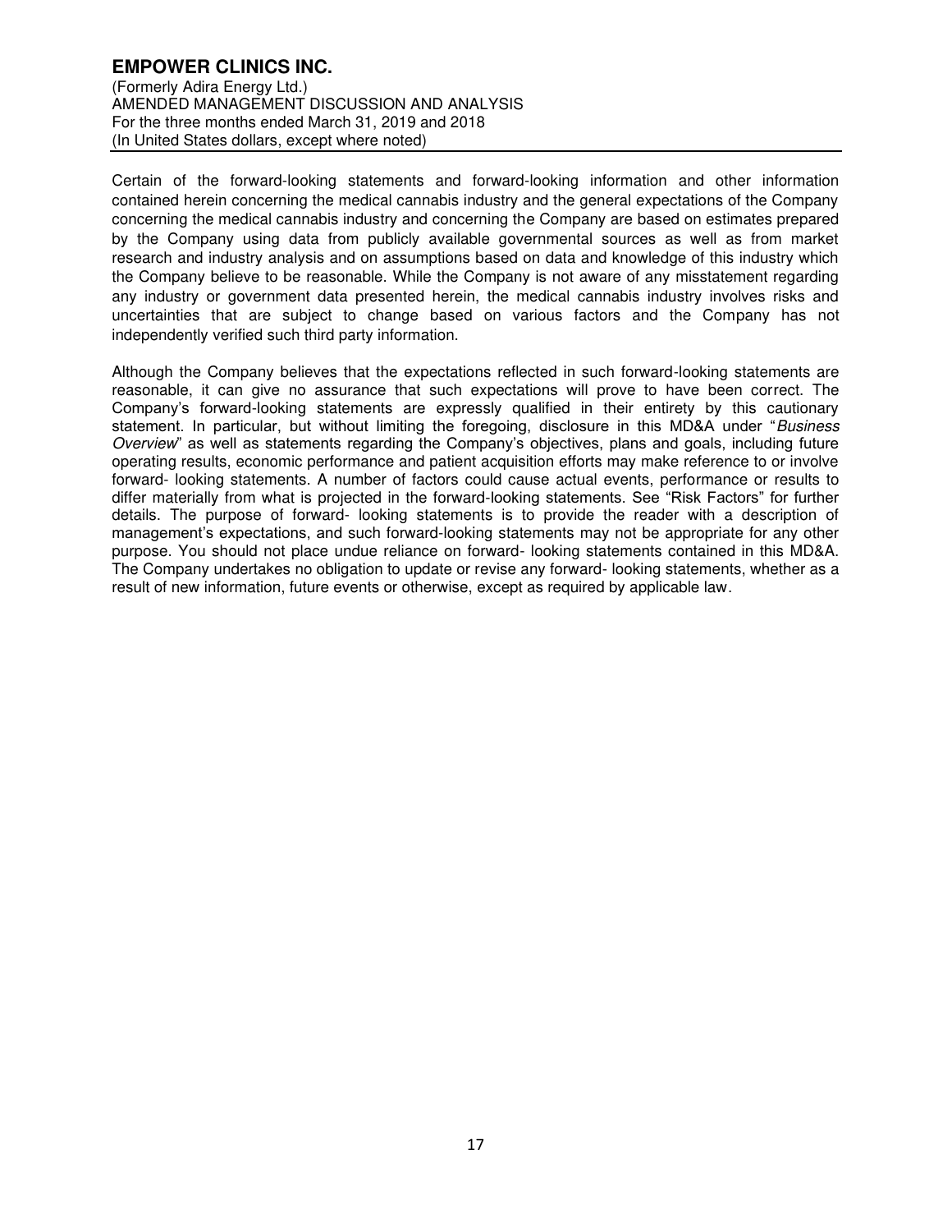Certain of the forward-looking statements and forward-looking information and other information contained herein concerning the medical cannabis industry and the general expectations of the Company concerning the medical cannabis industry and concerning the Company are based on estimates prepared by the Company using data from publicly available governmental sources as well as from market research and industry analysis and on assumptions based on data and knowledge of this industry which the Company believe to be reasonable. While the Company is not aware of any misstatement regarding any industry or government data presented herein, the medical cannabis industry involves risks and uncertainties that are subject to change based on various factors and the Company has not independently verified such third party information.

Although the Company believes that the expectations reflected in such forward-looking statements are reasonable, it can give no assurance that such expectations will prove to have been correct. The Company's forward-looking statements are expressly qualified in their entirety by this cautionary statement. In particular, but without limiting the foregoing, disclosure in this MD&A under "*Business Overview*" as well as statements regarding the Company's objectives, plans and goals, including future operating results, economic performance and patient acquisition efforts may make reference to or involve forward- looking statements. A number of factors could cause actual events, performance or results to differ materially from what is projected in the forward-looking statements. See "Risk Factors" for further details. The purpose of forward- looking statements is to provide the reader with a description of management's expectations, and such forward-looking statements may not be appropriate for any other purpose. You should not place undue reliance on forward- looking statements contained in this MD&A. The Company undertakes no obligation to update or revise any forward- looking statements, whether as a result of new information, future events or otherwise, except as required by applicable law.